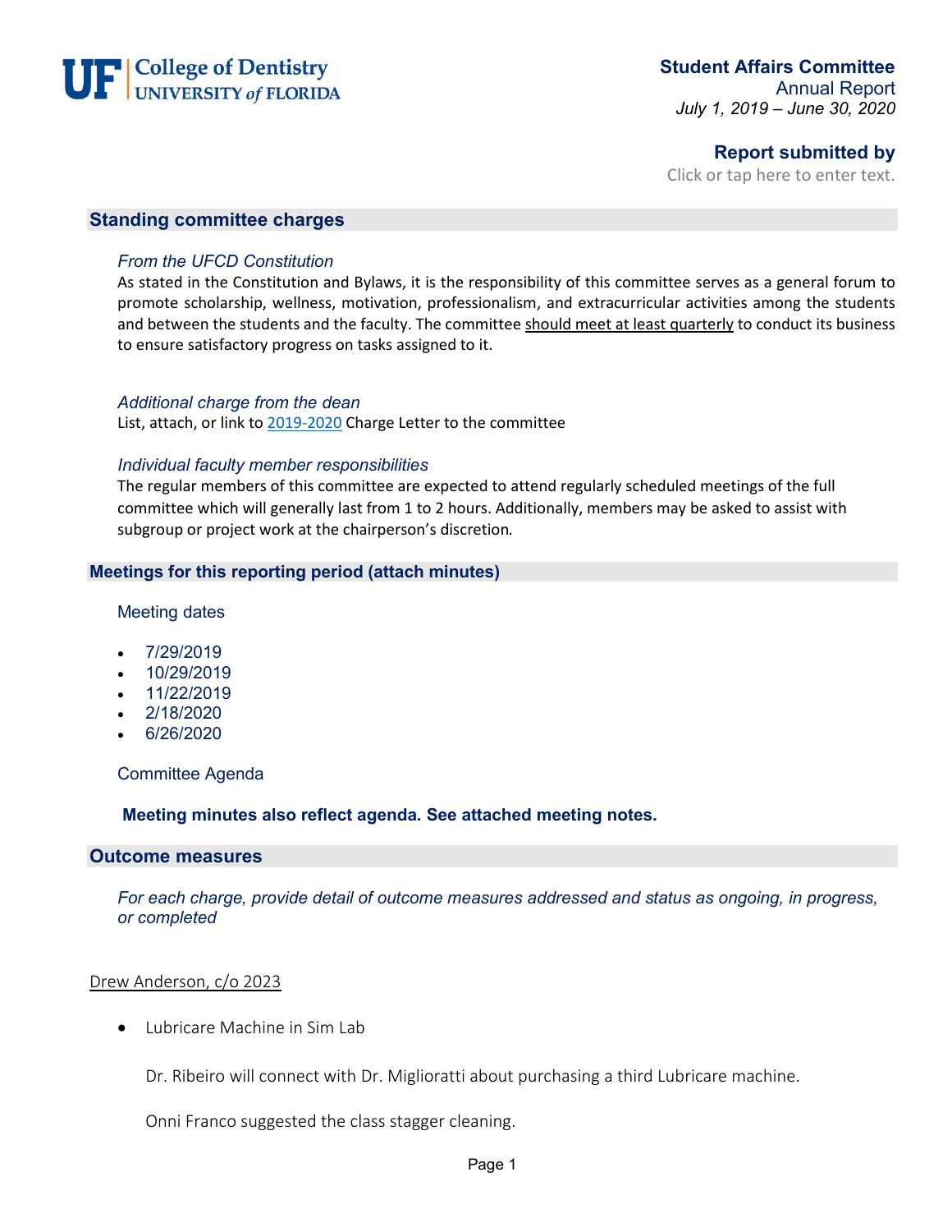UF | College of Dentistry
UNIVERSITY of FLORIDA

**Student Affairs Committee**
Annual Report
*July 1, 2019 – June 30, 2020*

**Report submitted by**
Click or tap here to enter text.

## Standing committee charges

### *From the UFCD Constitution*

As stated in the Constitution and Bylaws, it is the responsibility of this committee serves as a general forum to promote scholarship, wellness, motivation, professionalism, and extracurricular activities among the students and between the students and the faculty. The committee <u>should meet at least quarterly</u> to conduct its business to ensure satisfactory progress on tasks assigned to it.

### *Additional charge from the dean*

List, attach, or link to 2019-2020 Charge Letter to the committee

### *Individual faculty member responsibilities*

The regular members of this committee are expected to attend regularly scheduled meetings of the full committee which will generally last from 1 to 2 hours. Additionally, members may be asked to assist with subgroup or project work at the chairperson's discretion.

## Meetings for this reporting period (attach minutes)

### Meeting dates

- 7/29/2019
- 10/29/2019
- 11/22/2019
- 2/18/2020
- 6/26/2020

### Committee Agenda

**Meeting minutes also reflect agenda. See attached meeting notes.**

## Outcome measures

*For each charge, provide detail of outcome measures addressed and status as ongoing, in progress, or completed*

<u>Drew Anderson, c/o 2023</u>

- Lubricare Machine in Sim Lab

  Dr. Ribeiro will connect with Dr. Miglioratti about purchasing a third Lubricare machine.

  Onni Franco suggested the class stagger cleaning.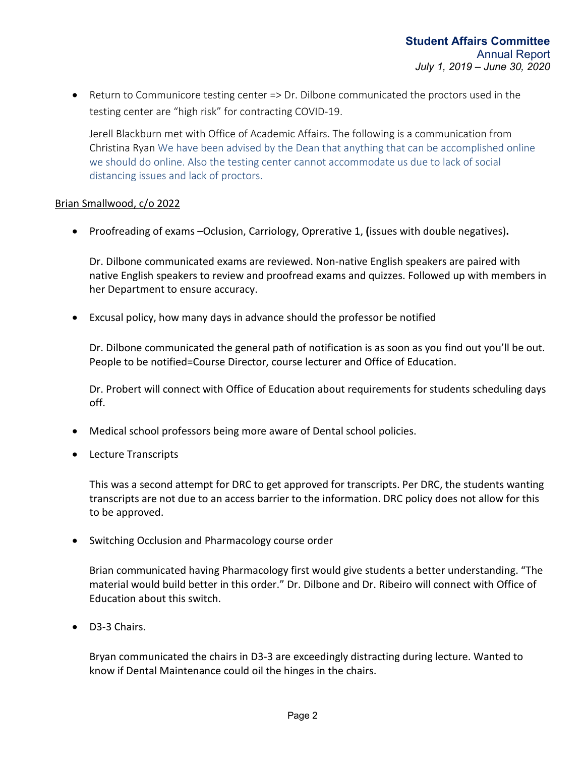- Return to Communicore testing center => Dr. Dilbone communicated the proctors used in the testing center are "high risk" for contracting COVID-19.

  Jerell Blackburn met with Office of Academic Affairs. The following is a communication from Christina Ryan We have been advised by the Dean that anything that can be accomplished online we should do online. Also the testing center cannot accommodate us due to lack of social distancing issues and lack of proctors.

Brian Smallwood, c/o 2022

- Proofreading of exams –Oclusion, Carriology, Oprerative 1, **(**issues with double negatives)**.**

  Dr. Dilbone communicated exams are reviewed. Non-native English speakers are paired with native English speakers to review and proofread exams and quizzes. Followed up with members in her Department to ensure accuracy.

- Excusal policy, how many days in advance should the professor be notified

  Dr. Dilbone communicated the general path of notification is as soon as you find out you'll be out. People to be notified=Course Director, course lecturer and Office of Education.

  Dr. Probert will connect with Office of Education about requirements for students scheduling days off.

- Medical school professors being more aware of Dental school policies.

- Lecture Transcripts

  This was a second attempt for DRC to get approved for transcripts. Per DRC, the students wanting transcripts are not due to an access barrier to the information. DRC policy does not allow for this to be approved.

- Switching Occlusion and Pharmacology course order

  Brian communicated having Pharmacology first would give students a better understanding. "The material would build better in this order." Dr. Dilbone and Dr. Ribeiro will connect with Office of Education about this switch.

- D3-3 Chairs.

  Bryan communicated the chairs in D3-3 are exceedingly distracting during lecture. Wanted to know if Dental Maintenance could oil the hinges in the chairs.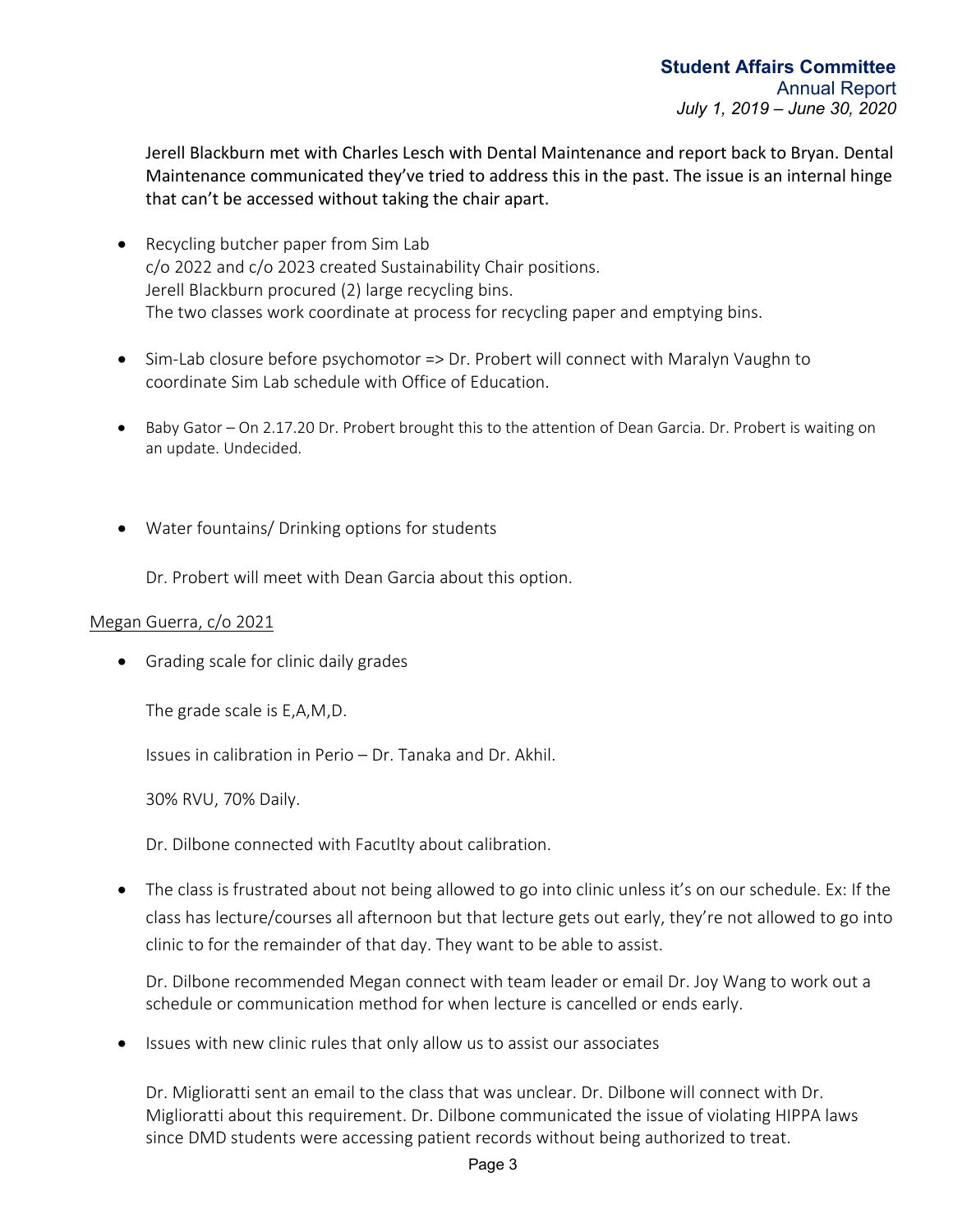Jerell Blackburn met with Charles Lesch with Dental Maintenance and report back to Bryan. Dental Maintenance communicated they've tried to address this in the past. The issue is an internal hinge that can't be accessed without taking the chair apart.

- Recycling butcher paper from Sim Lab
  c/o 2022 and c/o 2023 created Sustainability Chair positions.
  Jerell Blackburn procured (2) large recycling bins.
  The two classes work coordinate at process for recycling paper and emptying bins.

- Sim-Lab closure before psychomotor => Dr. Probert will connect with Maralyn Vaughn to coordinate Sim Lab schedule with Office of Education.

- Baby Gator – On 2.17.20 Dr. Probert brought this to the attention of Dean Garcia. Dr. Probert is waiting on an update. Undecided.

- Water fountains/ Drinking options for students

  Dr. Probert will meet with Dean Garcia about this option.

<u>Megan Guerra, c/o 2021</u>

- Grading scale for clinic daily grades

  The grade scale is E,A,M,D.

  Issues in calibration in Perio – Dr. Tanaka and Dr. Akhil.

  30% RVU, 70% Daily.

  Dr. Dilbone connected with Facutlty about calibration.

- The class is frustrated about not being allowed to go into clinic unless it's on our schedule. Ex: If the class has lecture/courses all afternoon but that lecture gets out early, they're not allowed to go into clinic to for the remainder of that day. They want to be able to assist.

  Dr. Dilbone recommended Megan connect with team leader or email Dr. Joy Wang to work out a schedule or communication method for when lecture is cancelled or ends early.

- Issues with new clinic rules that only allow us to assist our associates

  Dr. Miglioratti sent an email to the class that was unclear. Dr. Dilbone will connect with Dr. Miglioratti about this requirement. Dr. Dilbone communicated the issue of violating HIPPA laws since DMD students were accessing patient records without being authorized to treat.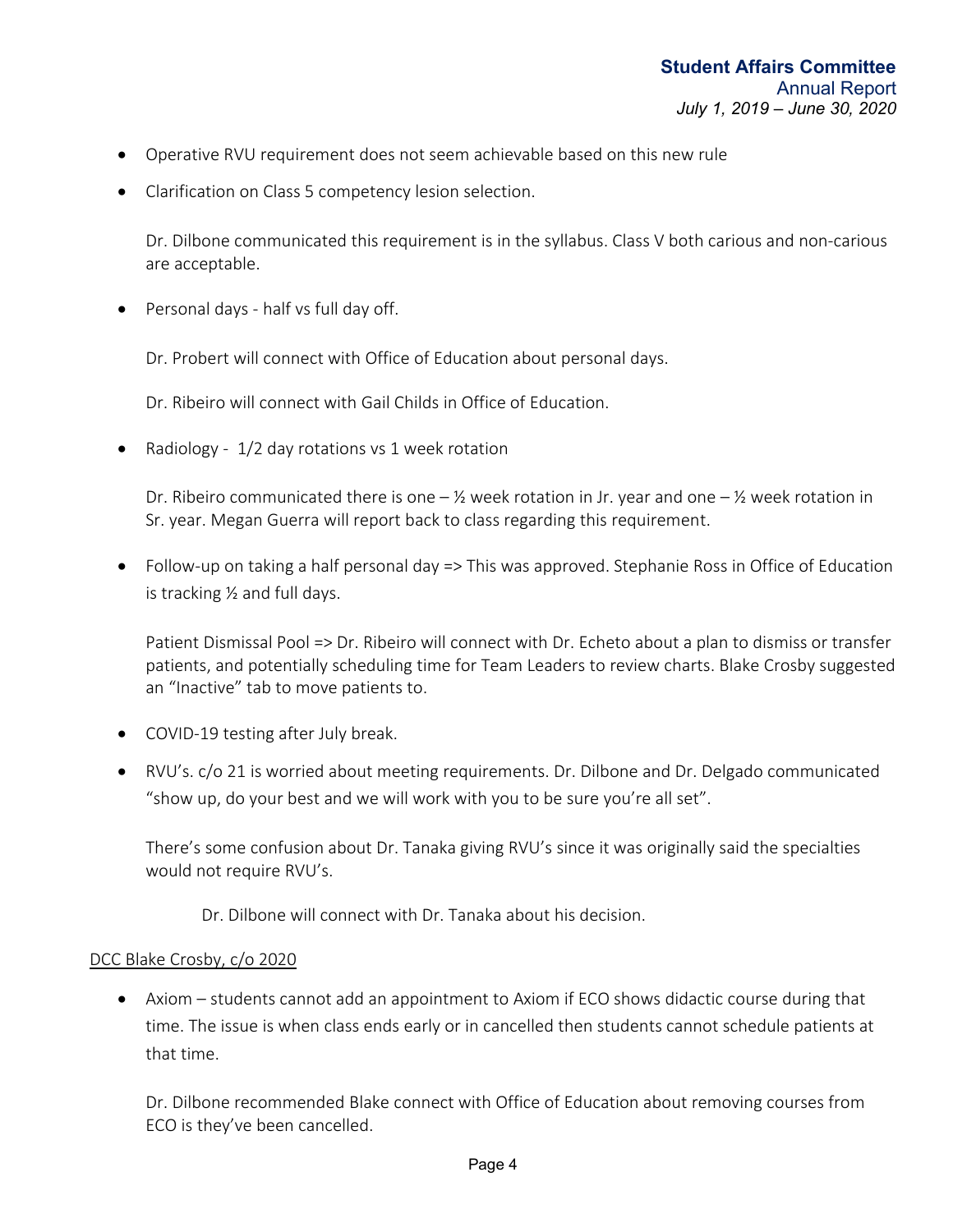- Operative RVU requirement does not seem achievable based on this new rule
- Clarification on Class 5 competency lesion selection.

  Dr. Dilbone communicated this requirement is in the syllabus. Class V both carious and non-carious are acceptable.

- Personal days - half vs full day off.

  Dr. Probert will connect with Office of Education about personal days.

  Dr. Ribeiro will connect with Gail Childs in Office of Education.

- Radiology - 1/2 day rotations vs 1 week rotation

  Dr. Ribeiro communicated there is one – ½ week rotation in Jr. year and one – ½ week rotation in Sr. year. Megan Guerra will report back to class regarding this requirement.

- Follow-up on taking a half personal day => This was approved. Stephanie Ross in Office of Education is tracking ½ and full days.

  Patient Dismissal Pool => Dr. Ribeiro will connect with Dr. Echeto about a plan to dismiss or transfer patients, and potentially scheduling time for Team Leaders to review charts. Blake Crosby suggested an "Inactive" tab to move patients to.

- COVID-19 testing after July break.
- RVU's. c/o 21 is worried about meeting requirements. Dr. Dilbone and Dr. Delgado communicated "show up, do your best and we will work with you to be sure you're all set".

  There's some confusion about Dr. Tanaka giving RVU's since it was originally said the specialties would not require RVU's.

  Dr. Dilbone will connect with Dr. Tanaka about his decision.

<u>DCC Blake Crosby, c/o 2020</u>

- Axiom – students cannot add an appointment to Axiom if ECO shows didactic course during that time. The issue is when class ends early or in cancelled then students cannot schedule patients at that time.

  Dr. Dilbone recommended Blake connect with Office of Education about removing courses from ECO is they've been cancelled.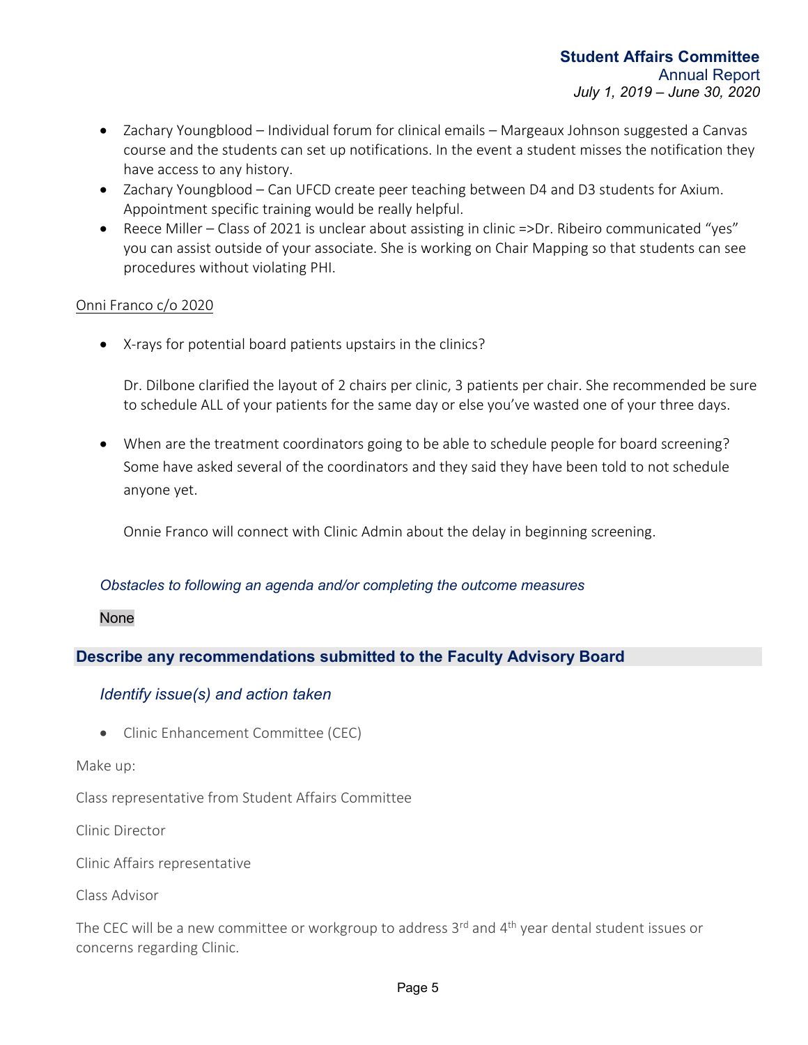- Zachary Youngblood – Individual forum for clinical emails – Margeaux Johnson suggested a Canvas course and the students can set up notifications. In the event a student misses the notification they have access to any history.
- Zachary Youngblood – Can UFCD create peer teaching between D4 and D3 students for Axium. Appointment specific training would be really helpful.
- Reece Miller – Class of 2021 is unclear about assisting in clinic =>Dr. Ribeiro communicated "yes" you can assist outside of your associate. She is working on Chair Mapping so that students can see procedures without violating PHI.

Onni Franco c/o 2020

- X-rays for potential board patients upstairs in the clinics?

  Dr. Dilbone clarified the layout of 2 chairs per clinic, 3 patients per chair. She recommended be sure to schedule ALL of your patients for the same day or else you've wasted one of your three days.

- When are the treatment coordinators going to be able to schedule people for board screening? Some have asked several of the coordinators and they said they have been told to not schedule anyone yet.

  Onnie Franco will connect with Clinic Admin about the delay in beginning screening.

### *Obstacles to following an agenda and/or completing the outcome measures*

None

## Describe any recommendations submitted to the Faculty Advisory Board

### *Identify issue(s) and action taken*

- Clinic Enhancement Committee (CEC)

Make up:

Class representative from Student Affairs Committee

Clinic Director

Clinic Affairs representative

Class Advisor

The CEC will be a new committee or workgroup to address 3rd and 4th year dental student issues or concerns regarding Clinic.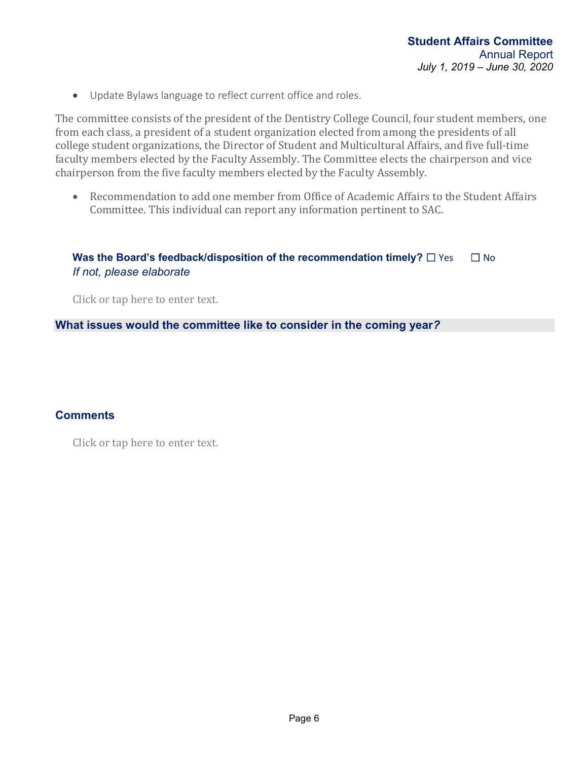- Update Bylaws language to reflect current office and roles.

The committee consists of the president of the Dentistry College Council, four student members, one from each class, a president of a student organization elected from among the presidents of all college student organizations, the Director of Student and Multicultural Affairs, and five full-time faculty members elected by the Faculty Assembly. The Committee elects the chairperson and vice chairperson from the five faculty members elected by the Faculty Assembly.

- Recommendation to add one member from Office of Academic Affairs to the Student Affairs Committee. This individual can report any information pertinent to SAC.

**Was the Board's feedback/disposition of the recommendation timely?** ☐ Yes ☐ No
*If not, please elaborate*

Click or tap here to enter text.

## What issues would the committee like to consider in the coming year?

## Comments

Click or tap here to enter text.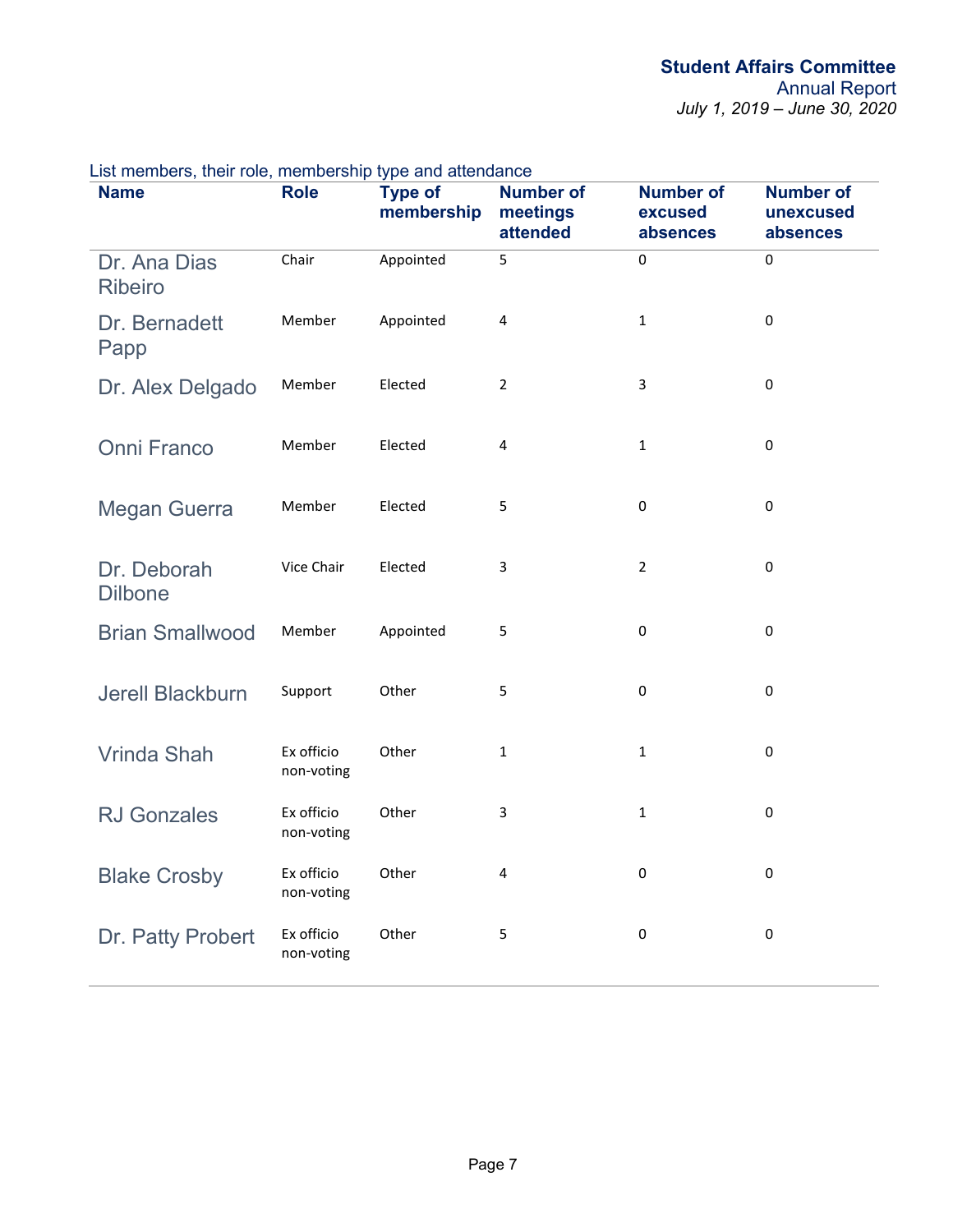**Student Affairs Committee**
Annual Report
*July 1, 2019 – June 30, 2020*

List members, their role, membership type and attendance

| Name | Role | Type of membership | Number of meetings attended | Number of excused absences | Number of unexcused absences |
|---|---|---|---|---|---|
| Dr. Ana Dias Ribeiro | Chair | Appointed | 5 | 0 | 0 |
| Dr. Bernadett Papp | Member | Appointed | 4 | 1 | 0 |
| Dr. Alex Delgado | Member | Elected | 2 | 3 | 0 |
| Onni Franco | Member | Elected | 4 | 1 | 0 |
| Megan Guerra | Member | Elected | 5 | 0 | 0 |
| Dr. Deborah Dilbone | Vice Chair | Elected | 3 | 2 | 0 |
| Brian Smallwood | Member | Appointed | 5 | 0 | 0 |
| Jerell Blackburn | Support | Other | 5 | 0 | 0 |
| Vrinda Shah | Ex officio non-voting | Other | 1 | 1 | 0 |
| RJ Gonzales | Ex officio non-voting | Other | 3 | 1 | 0 |
| Blake Crosby | Ex officio non-voting | Other | 4 | 0 | 0 |
| Dr. Patty Probert | Ex officio non-voting | Other | 5 | 0 | 0 |